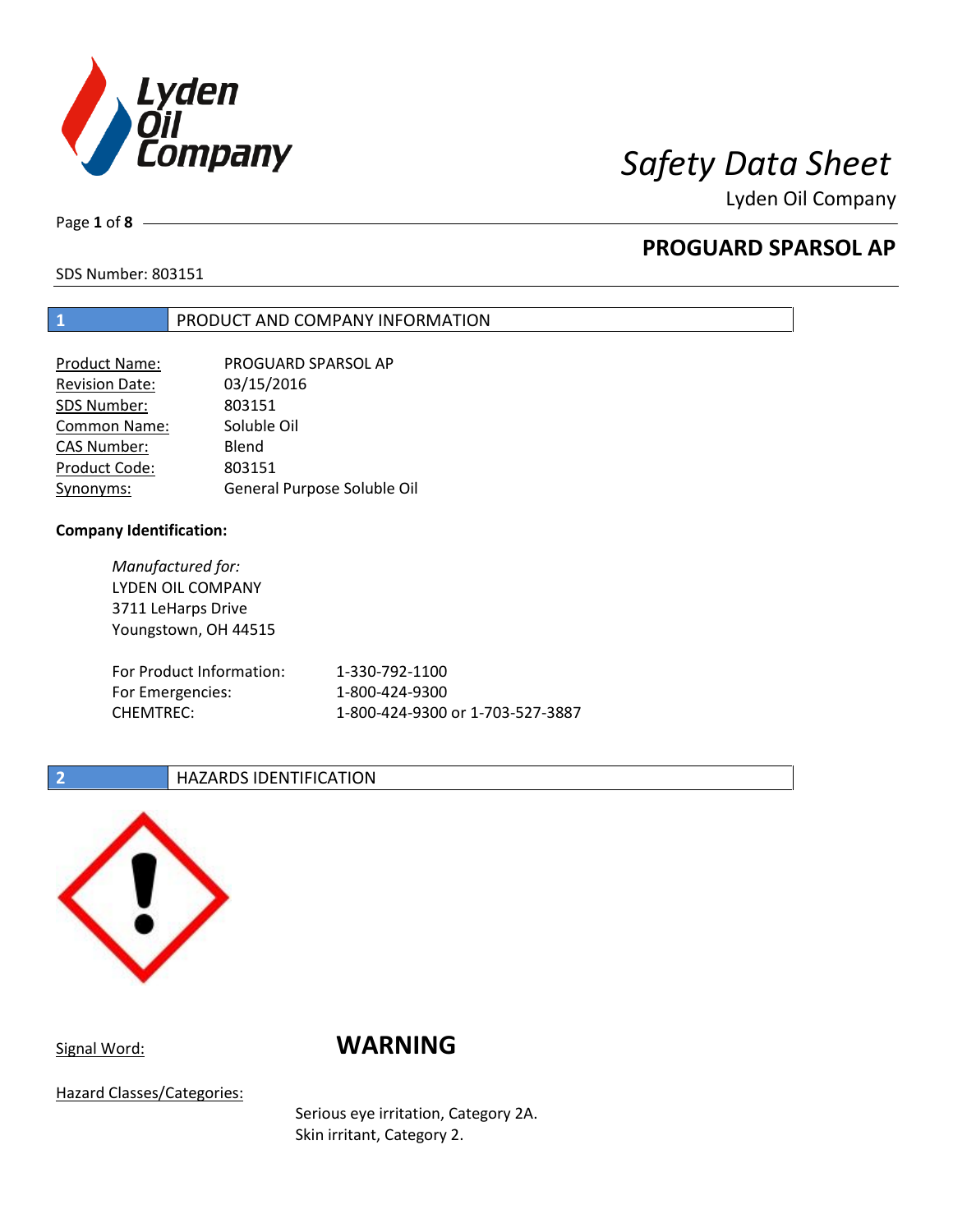# Safety Data Sheet

Lyden Oil Company

## PROGUARD SPARSOL AP

SDS Number: 803151

## 1 PRODUCT AND COMPANY INFORMATION

| | |
|---|---|
| Product Name: | PROGUARD SPARSOL AP |
| Revision Date: | 03/15/2016 |
| SDS Number: | 803151 |
| Common Name: | Soluble Oil |
| CAS Number: | Blend |
| Product Code: | 803151 |
| Synonyms: | General Purpose Soluble Oil |

**Company Identification:**

*Manufactured for:*
LYDEN OIL COMPANY
3711 LeHarps Drive
Youngstown, OH 44515

| | |
|---|---|
| For Product Information: | 1-330-792-1100 |
| For Emergencies: | 1-800-424-9300 |
| CHEMTREC: | 1-800-424-9300 or 1-703-527-3887 |

## 2 HAZARDS IDENTIFICATION

Signal Word: **WARNING**

Hazard Classes/Categories:

Serious eye irritation, Category 2A.
Skin irritant, Category 2.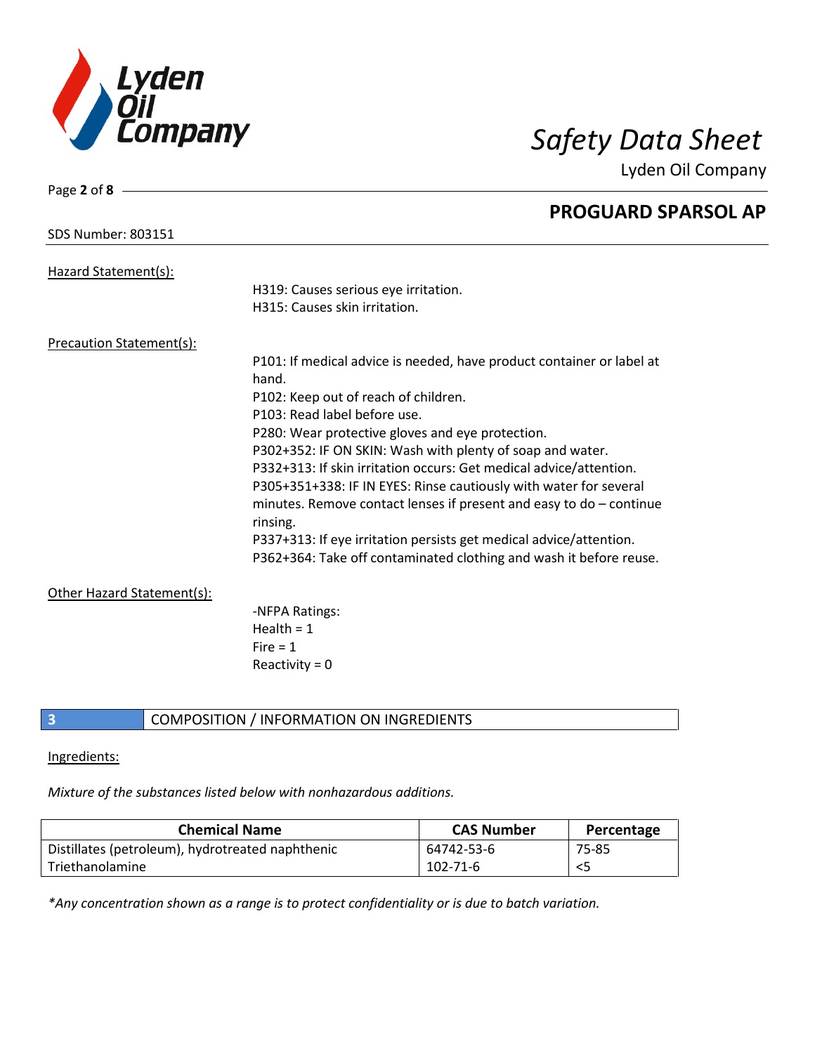Hazard Statement(s):

H319: Causes serious eye irritation.
H315: Causes skin irritation.

Precaution Statement(s):

P101: If medical advice is needed, have product container or label at hand.
P102: Keep out of reach of children.
P103: Read label before use.
P280: Wear protective gloves and eye protection.
P302+352: IF ON SKIN: Wash with plenty of soap and water.
P332+313: If skin irritation occurs: Get medical advice/attention.
P305+351+338: IF IN EYES: Rinse cautiously with water for several minutes. Remove contact lenses if present and easy to do – continue rinsing.
P337+313: If eye irritation persists get medical advice/attention.
P362+364: Take off contaminated clothing and wash it before reuse.

Other Hazard Statement(s):

-NFPA Ratings:
Health = 1
Fire = 1
Reactivity = 0

## 3 COMPOSITION / INFORMATION ON INGREDIENTS

Ingredients:

*Mixture of the substances listed below with nonhazardous additions.*

| Chemical Name | CAS Number | Percentage |
|---|---|---|
| Distillates (petroleum), hydrotreated naphthenic | 64742-53-6 | 75-85 |
| Triethanolamine | 102-71-6 | <5 |

**Any concentration shown as a range is to protect confidentiality or is due to batch variation.*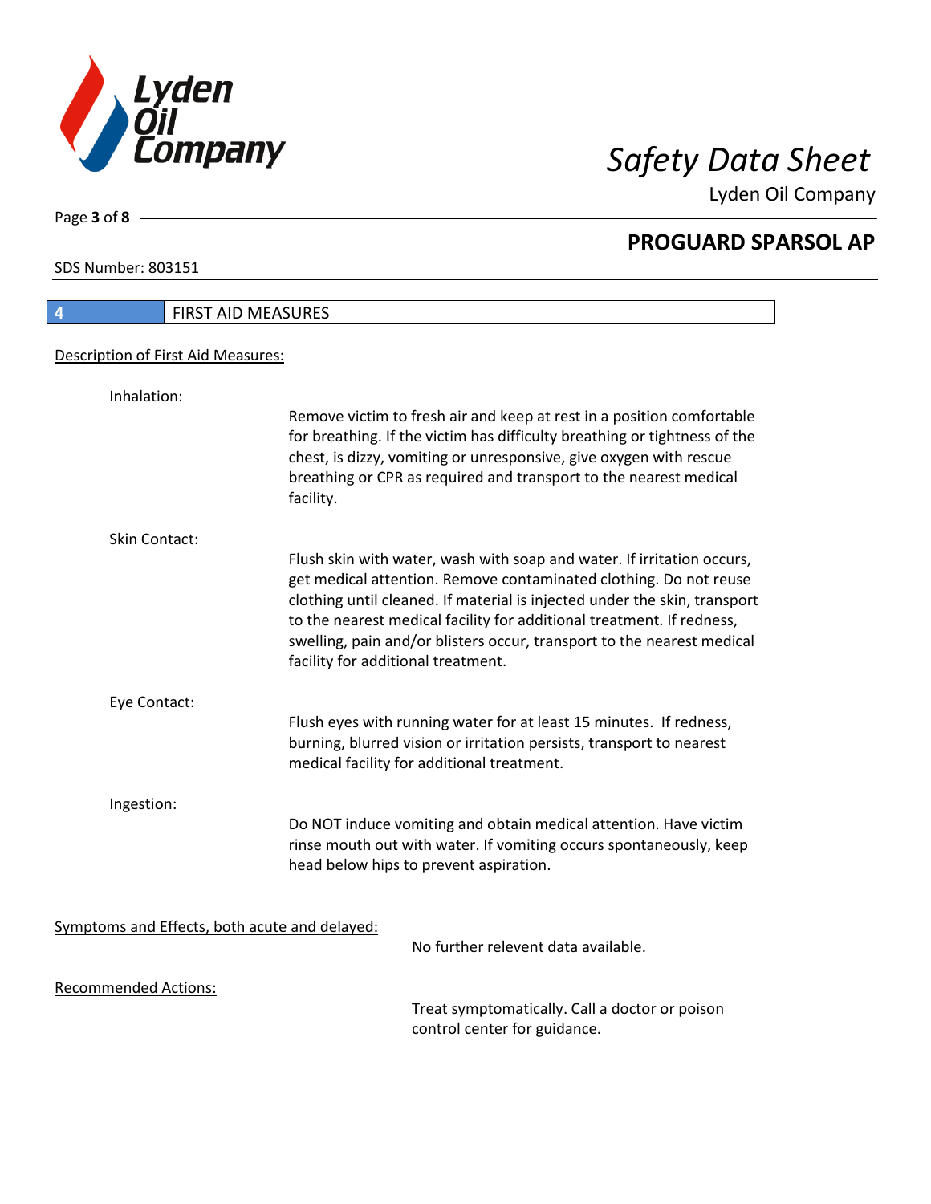## 4 FIRST AID MEASURES

Description of First Aid Measures:

**Inhalation:**

Remove victim to fresh air and keep at rest in a position comfortable for breathing. If the victim has difficulty breathing or tightness of the chest, is dizzy, vomiting or unresponsive, give oxygen with rescue breathing or CPR as required and transport to the nearest medical facility.

**Skin Contact:**

Flush skin with water, wash with soap and water. If irritation occurs, get medical attention. Remove contaminated clothing. Do not reuse clothing until cleaned. If material is injected under the skin, transport to the nearest medical facility for additional treatment. If redness, swelling, pain and/or blisters occur, transport to the nearest medical facility for additional treatment.

**Eye Contact:**

Flush eyes with running water for at least 15 minutes. If redness, burning, blurred vision or irritation persists, transport to nearest medical facility for additional treatment.

**Ingestion:**

Do NOT induce vomiting and obtain medical attention. Have victim rinse mouth out with water. If vomiting occurs spontaneously, keep head below hips to prevent aspiration.

Symptoms and Effects, both acute and delayed:

No further relevent data available.

Recommended Actions:

Treat symptomatically. Call a doctor or poison control center for guidance.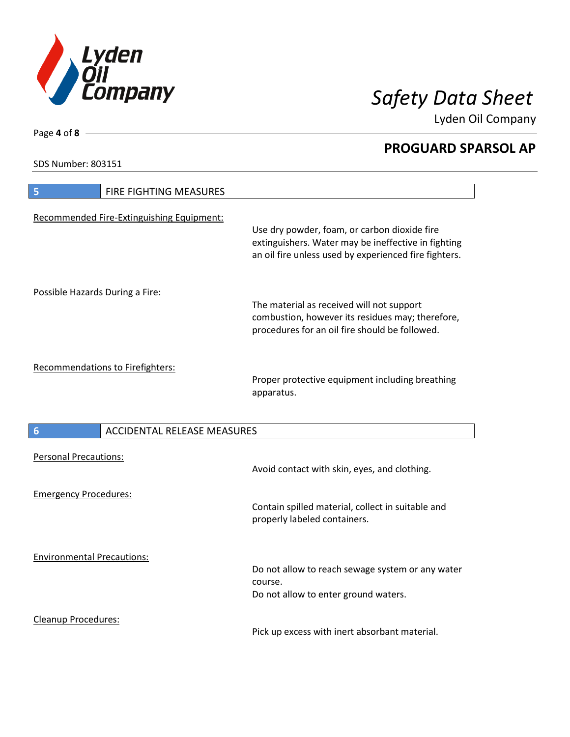## 5 FIRE FIGHTING MEASURES

<u>Recommended Fire-Extinguishing Equipment:</u>

Use dry powder, foam, or carbon dioxide fire extinguishers. Water may be ineffective in fighting an oil fire unless used by experienced fire fighters.

<u>Possible Hazards During a Fire:</u>

The material as received will not support combustion, however its residues may; therefore, procedures for an oil fire should be followed.

<u>Recommendations to Firefighters:</u>

Proper protective equipment including breathing apparatus.

## 6 ACCIDENTAL RELEASE MEASURES

<u>Personal Precautions:</u>

Avoid contact with skin, eyes, and clothing.

<u>Emergency Procedures:</u>

Contain spilled material, collect in suitable and properly labeled containers.

<u>Environmental Precautions:</u>

Do not allow to reach sewage system or any water course.
Do not allow to enter ground waters.

<u>Cleanup Procedures:</u>

Pick up excess with inert absorbant material.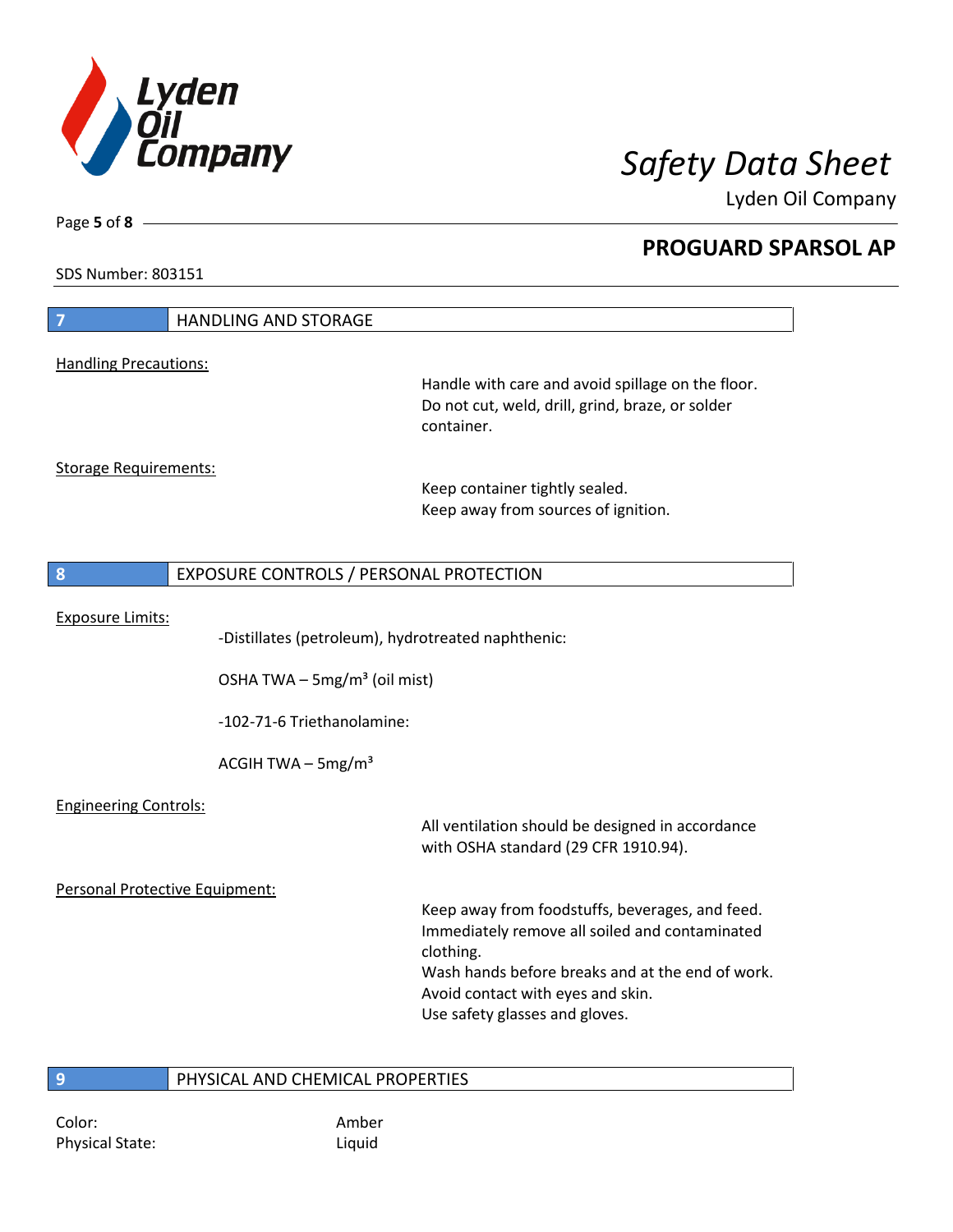## 7 HANDLING AND STORAGE

Handling Precautions:

Handle with care and avoid spillage on the floor.
Do not cut, weld, drill, grind, braze, or solder container.

Storage Requirements:

Keep container tightly sealed.
Keep away from sources of ignition.

## 8 EXPOSURE CONTROLS / PERSONAL PROTECTION

Exposure Limits:

-Distillates (petroleum), hydrotreated naphthenic:

OSHA TWA – 5mg/m³ (oil mist)

-102-71-6 Triethanolamine:

ACGIH TWA – 5mg/m³

Engineering Controls:

All ventilation should be designed in accordance with OSHA standard (29 CFR 1910.94).

Personal Protective Equipment:

Keep away from foodstuffs, beverages, and feed.
Immediately remove all soiled and contaminated clothing.
Wash hands before breaks and at the end of work.
Avoid contact with eyes and skin.
Use safety glasses and gloves.

## 9 PHYSICAL AND CHEMICAL PROPERTIES

Color: Amber
Physical State: Liquid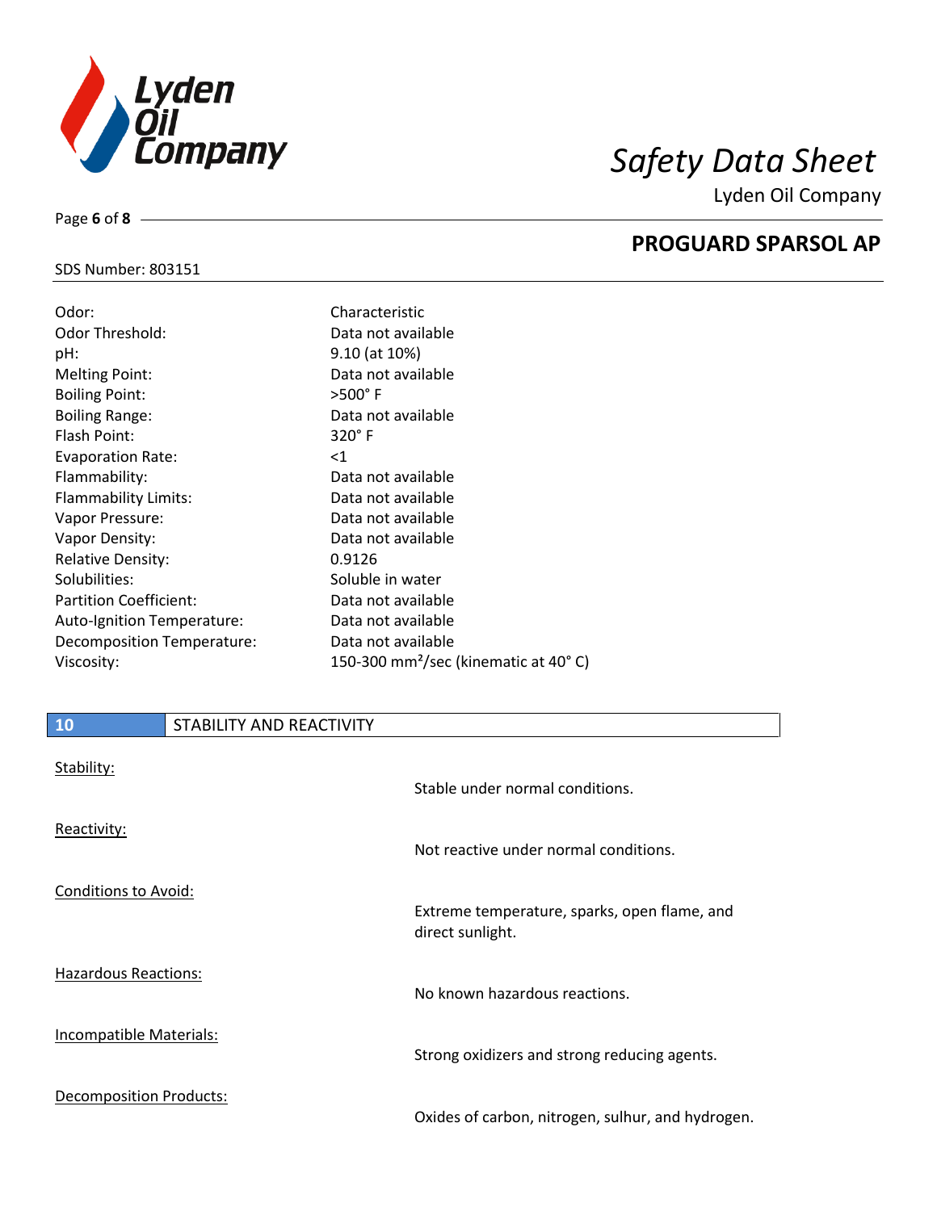SDS Number: 803151

| | |
|---|---|
| Odor: | Characteristic |
| Odor Threshold: | Data not available |
| pH: | 9.10 (at 10%) |
| Melting Point: | Data not available |
| Boiling Point: | >500° F |
| Boiling Range: | Data not available |
| Flash Point: | 320° F |
| Evaporation Rate: | <1 |
| Flammability: | Data not available |
| Flammability Limits: | Data not available |
| Vapor Pressure: | Data not available |
| Vapor Density: | Data not available |
| Relative Density: | 0.9126 |
| Solubilities: | Soluble in water |
| Partition Coefficient: | Data not available |
| Auto-Ignition Temperature: | Data not available |
| Decomposition Temperature: | Data not available |
| Viscosity: | 150-300 $mm^2$/sec (kinematic at 40° C) |

## 10 STABILITY AND REACTIVITY

Stability:

Stable under normal conditions.

Reactivity:

Not reactive under normal conditions.

Conditions to Avoid:

Extreme temperature, sparks, open flame, and direct sunlight.

Hazardous Reactions:

No known hazardous reactions.

Incompatible Materials:

Strong oxidizers and strong reducing agents.

Decomposition Products:

Oxides of carbon, nitrogen, sulhur, and hydrogen.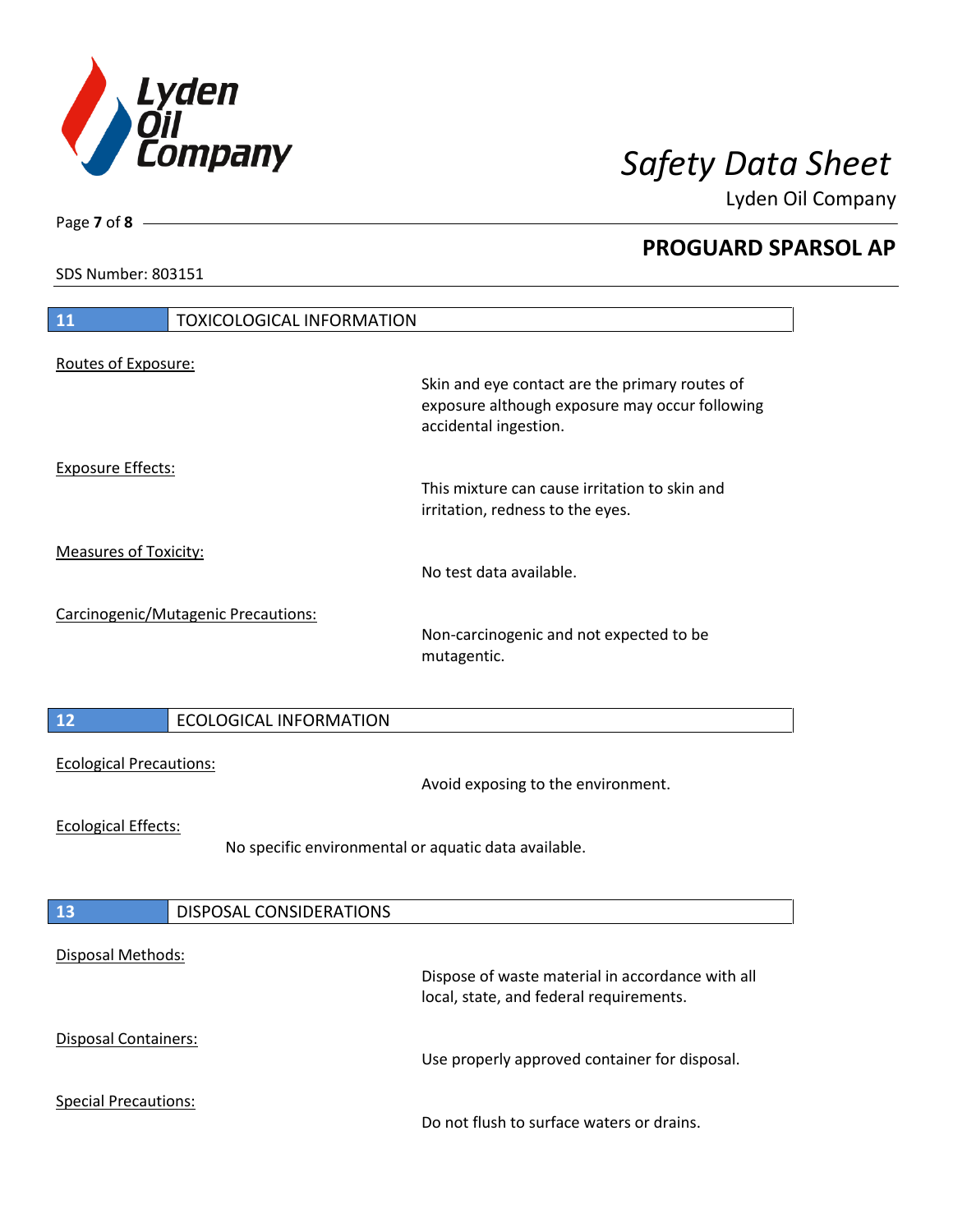## 11 TOXICOLOGICAL INFORMATION

Routes of Exposure:

Skin and eye contact are the primary routes of exposure although exposure may occur following accidental ingestion.

Exposure Effects:

This mixture can cause irritation to skin and irritation, redness to the eyes.

Measures of Toxicity:

No test data available.

Carcinogenic/Mutagenic Precautions:

Non-carcinogenic and not expected to be mutagentic.

## 12 ECOLOGICAL INFORMATION

Ecological Precautions:

Avoid exposing to the environment.

Ecological Effects:

No specific environmental or aquatic data available.

## 13 DISPOSAL CONSIDERATIONS

Disposal Methods:

Dispose of waste material in accordance with all local, state, and federal requirements.

Disposal Containers:

Use properly approved container for disposal.

Special Precautions:

Do not flush to surface waters or drains.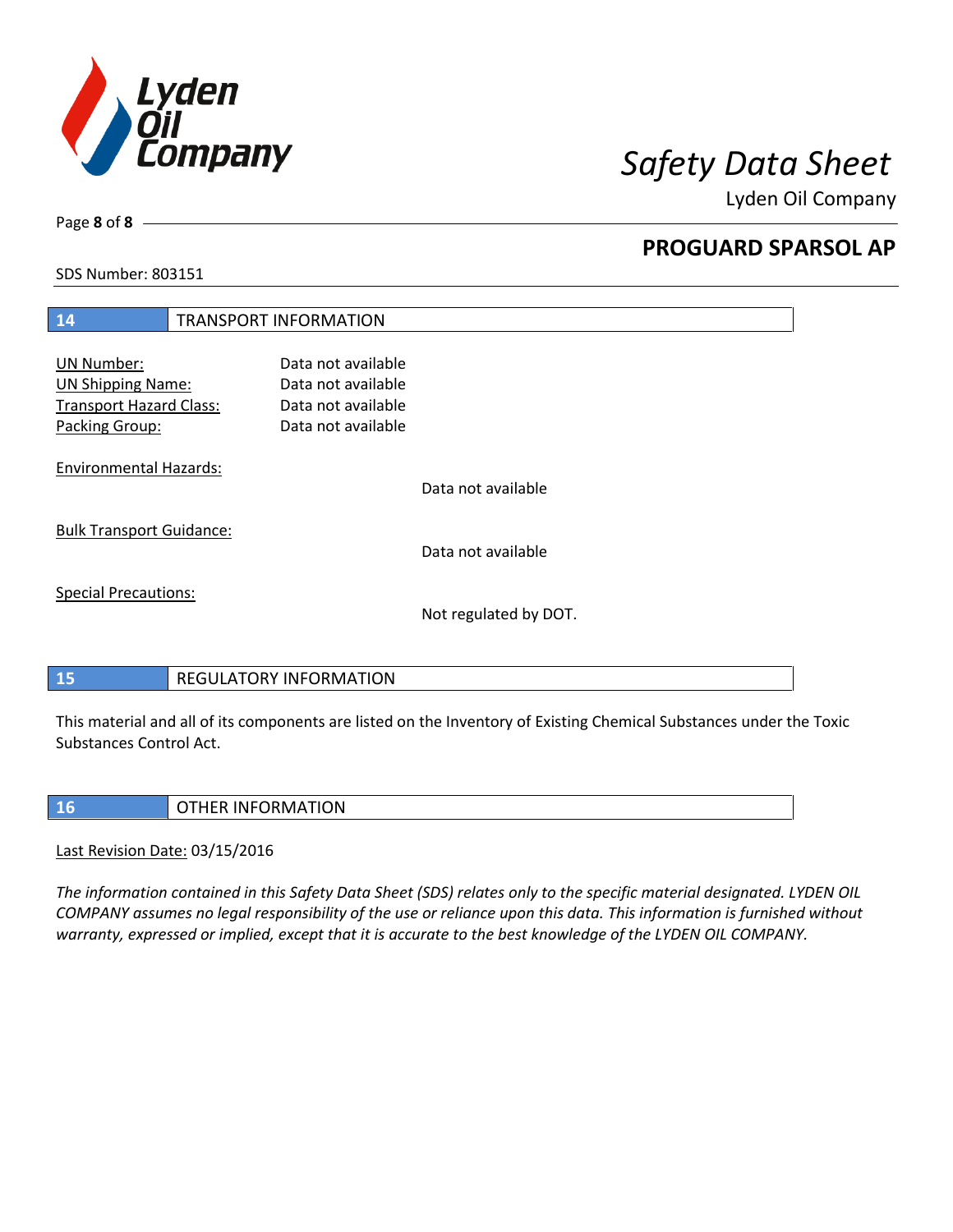## 14 TRANSPORT INFORMATION

UN Number: Data not available
UN Shipping Name: Data not available
Transport Hazard Class: Data not available
Packing Group: Data not available

Environmental Hazards:
Data not available

Bulk Transport Guidance:
Data not available

Special Precautions:
Not regulated by DOT.

## 15 REGULATORY INFORMATION

This material and all of its components are listed on the Inventory of Existing Chemical Substances under the Toxic Substances Control Act.

## 16 OTHER INFORMATION

Last Revision Date: 03/15/2016

*The information contained in this Safety Data Sheet (SDS) relates only to the specific material designated. LYDEN OIL COMPANY assumes no legal responsibility of the use or reliance upon this data. This information is furnished without warranty, expressed or implied, except that it is accurate to the best knowledge of the LYDEN OIL COMPANY.*